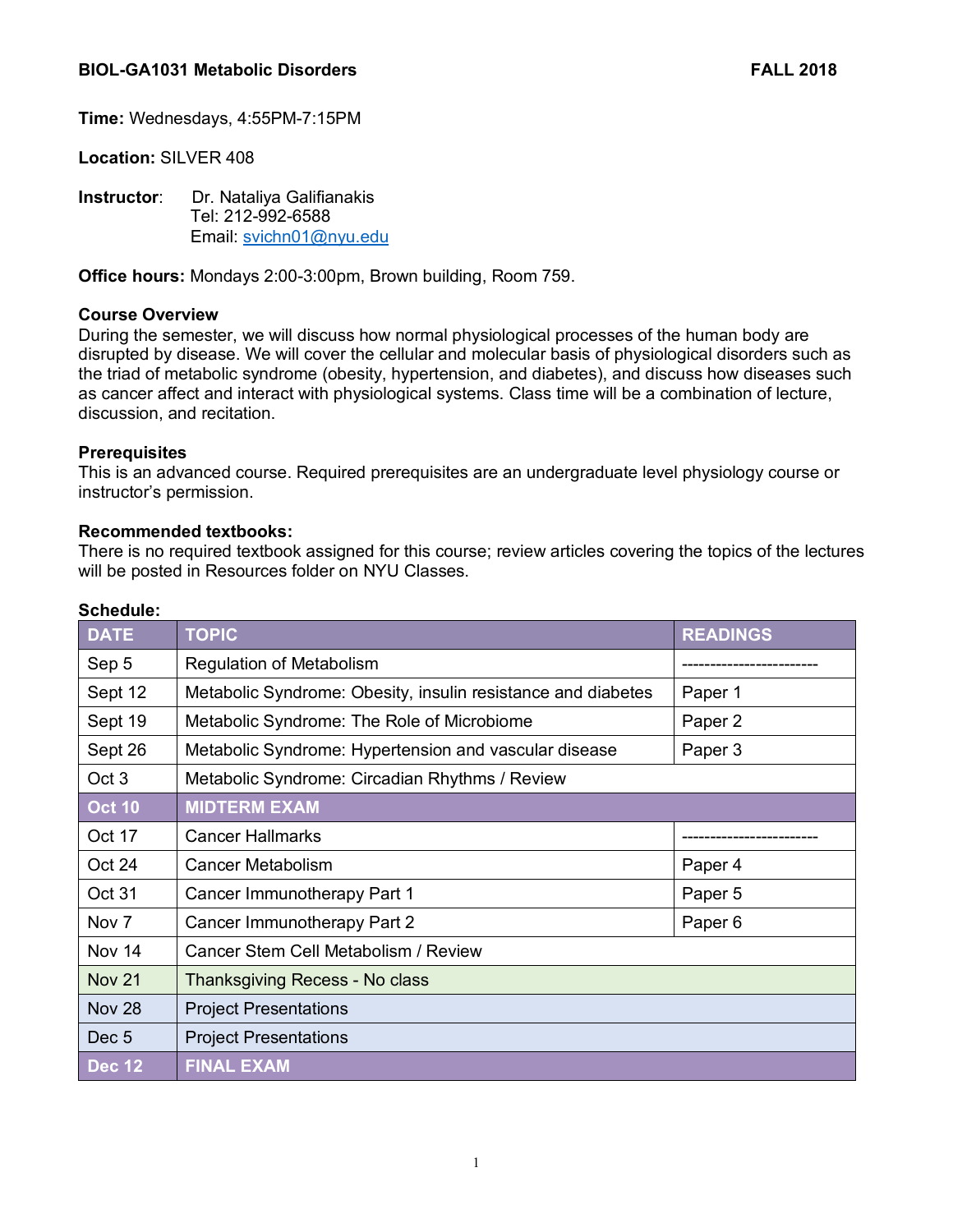**BIOL-GA1031 Metabolic Disorders** **FALL 2018**

**Time:** Wednesdays, 4:55PM-7:15PM

**Location:** SILVER 408

**Instructor**: Dr. Nataliya Galifianakis
Tel: 212-992-6588
Email: svichn01@nyu.edu

**Office hours:** Mondays 2:00-3:00pm, Brown building, Room 759.

**Course Overview**

During the semester, we will discuss how normal physiological processes of the human body are disrupted by disease. We will cover the cellular and molecular basis of physiological disorders such as the triad of metabolic syndrome (obesity, hypertension, and diabetes), and discuss how diseases such as cancer affect and interact with physiological systems. Class time will be a combination of lecture, discussion, and recitation.

**Prerequisites**

This is an advanced course. Required prerequisites are an undergraduate level physiology course or instructor's permission.

**Recommended textbooks:**

There is no required textbook assigned for this course; review articles covering the topics of the lectures will be posted in Resources folder on NYU Classes.

**Schedule:**

| DATE | TOPIC | READINGS |
|---|---|---|
| Sep 5 | Regulation of Metabolism | ----------------------- |
| Sept 12 | Metabolic Syndrome: Obesity, insulin resistance and diabetes | Paper 1 |
| Sept 19 | Metabolic Syndrome: The Role of Microbiome | Paper 2 |
| Sept 26 | Metabolic Syndrome: Hypertension and vascular disease | Paper 3 |
| Oct 3 | Metabolic Syndrome: Circadian Rhythms / Review | |
| **Oct 10** | **MIDTERM EXAM** | |
| Oct 17 | Cancer Hallmarks | ----------------------- |
| Oct 24 | Cancer Metabolism | Paper 4 |
| Oct 31 | Cancer Immunotherapy Part 1 | Paper 5 |
| Nov 7 | Cancer Immunotherapy Part 2 | Paper 6 |
| Nov 14 | Cancer Stem Cell Metabolism / Review | |
| Nov 21 | Thanksgiving Recess - No class | |
| Nov 28 | Project Presentations | |
| Dec 5 | Project Presentations | |
| **Dec 12** | **FINAL EXAM** | |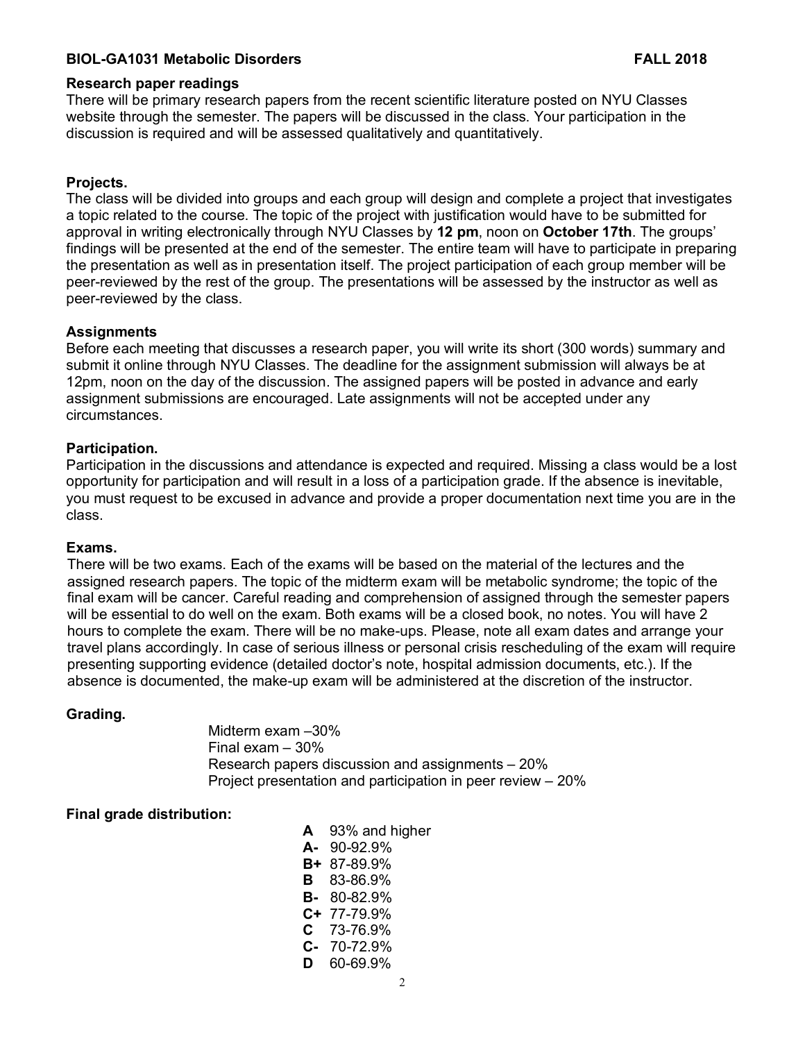**Research paper readings**

There will be primary research papers from the recent scientific literature posted on NYU Classes website through the semester. The papers will be discussed in the class. Your participation in the discussion is required and will be assessed qualitatively and quantitatively.

**Projects.**

The class will be divided into groups and each group will design and complete a project that investigates a topic related to the course. The topic of the project with justification would have to be submitted for approval in writing electronically through NYU Classes by **12 pm**, noon on **October 17th**. The groups' findings will be presented at the end of the semester. The entire team will have to participate in preparing the presentation as well as in presentation itself. The project participation of each group member will be peer-reviewed by the rest of the group. The presentations will be assessed by the instructor as well as peer-reviewed by the class.

**Assignments**

Before each meeting that discusses a research paper, you will write its short (300 words) summary and submit it online through NYU Classes. The deadline for the assignment submission will always be at 12pm, noon on the day of the discussion. The assigned papers will be posted in advance and early assignment submissions are encouraged. Late assignments will not be accepted under any circumstances.

**Participation.**

Participation in the discussions and attendance is expected and required. Missing a class would be a lost opportunity for participation and will result in a loss of a participation grade. If the absence is inevitable, you must request to be excused in advance and provide a proper documentation next time you are in the class.

**Exams.**

There will be two exams. Each of the exams will be based on the material of the lectures and the assigned research papers. The topic of the midterm exam will be metabolic syndrome; the topic of the final exam will be cancer. Careful reading and comprehension of assigned through the semester papers will be essential to do well on the exam. Both exams will be a closed book, no notes. You will have 2 hours to complete the exam. There will be no make-ups. Please, note all exam dates and arrange your travel plans accordingly. In case of serious illness or personal crisis rescheduling of the exam will require presenting supporting evidence (detailed doctor's note, hospital admission documents, etc.). If the absence is documented, the make-up exam will be administered at the discretion of the instructor.

**Grading.**

Midterm exam –30%
Final exam – 30%
Research papers discussion and assignments – 20%
Project presentation and participation in peer review – 20%

**Final grade distribution:**

**A** 93% and higher
**A-** 90-92.9%
**B+** 87-89.9%
**B** 83-86.9%
**B-** 80-82.9%
**C+** 77-79.9%
**C** 73-76.9%
**C-** 70-72.9%
**D** 60-69.9%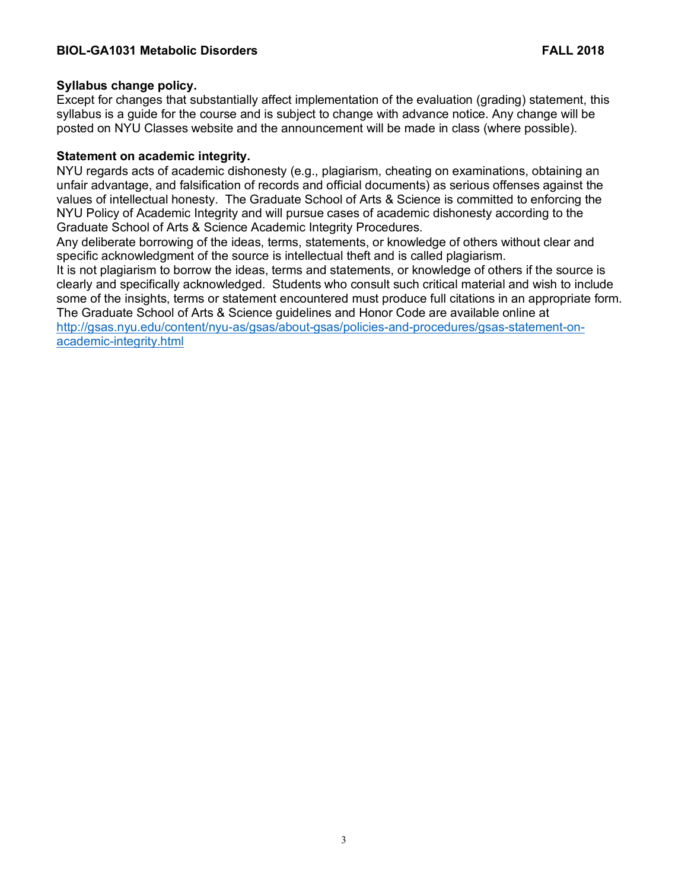**Syllabus change policy.**
Except for changes that substantially affect implementation of the evaluation (grading) statement, this syllabus is a guide for the course and is subject to change with advance notice. Any change will be posted on NYU Classes website and the announcement will be made in class (where possible).

**Statement on academic integrity.**
NYU regards acts of academic dishonesty (e.g., plagiarism, cheating on examinations, obtaining an unfair advantage, and falsification of records and official documents) as serious offenses against the values of intellectual honesty. The Graduate School of Arts & Science is committed to enforcing the NYU Policy of Academic Integrity and will pursue cases of academic dishonesty according to the Graduate School of Arts & Science Academic Integrity Procedures.
Any deliberate borrowing of the ideas, terms, statements, or knowledge of others without clear and specific acknowledgment of the source is intellectual theft and is called plagiarism.
It is not plagiarism to borrow the ideas, terms and statements, or knowledge of others if the source is clearly and specifically acknowledged. Students who consult such critical material and wish to include some of the insights, terms or statement encountered must produce full citations in an appropriate form.
The Graduate School of Arts & Science guidelines and Honor Code are available online at
http://gsas.nyu.edu/content/nyu-as/gsas/about-gsas/policies-and-procedures/gsas-statement-on-academic-integrity.html